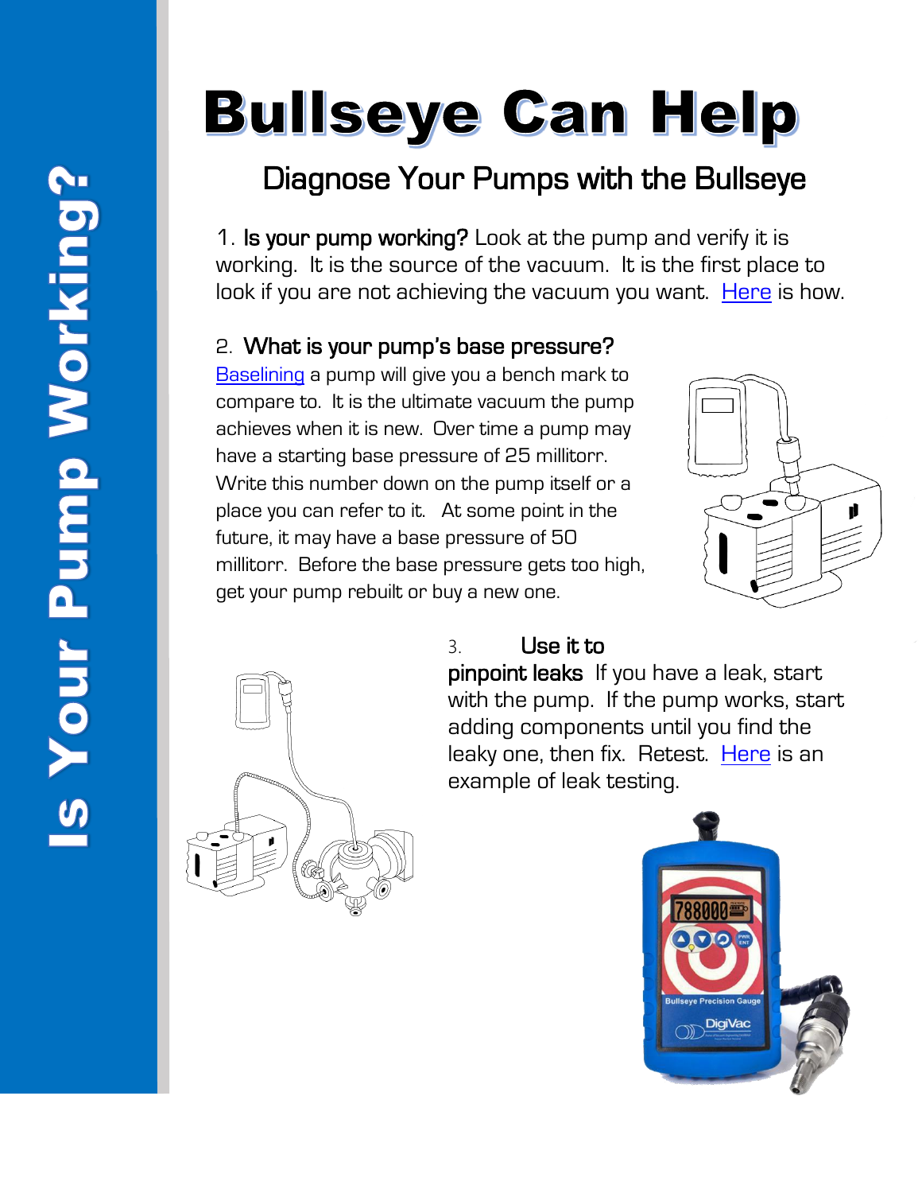# Is Your Pump Working?

# Bullseye Can Help

## Diagnose Your Pumps with the Bullseye

1. **Is your pump working?** Look at the pump and verify it is working. It is the source of the vacuum. It is the first place to look if you are not achieving the vacuum you want. Here is how.

2. **What is your pump's base pressure?** Baselining a pump will give you a bench mark to compare to. It is the ultimate vacuum the pump achieves when it is new. Over time a pump may have a starting base pressure of 25 millitorr. Write this number down on the pump itself or a place you can refer to it. At some point in the future, it may have a base pressure of 50 millitorr. Before the base pressure gets too high, get your pump rebuilt or buy a new one.

3. **Use it to pinpoint leaks** If you have a leak, start with the pump. If the pump works, start adding components until you find the leaky one, then fix. Retest. Here is an example of leak testing.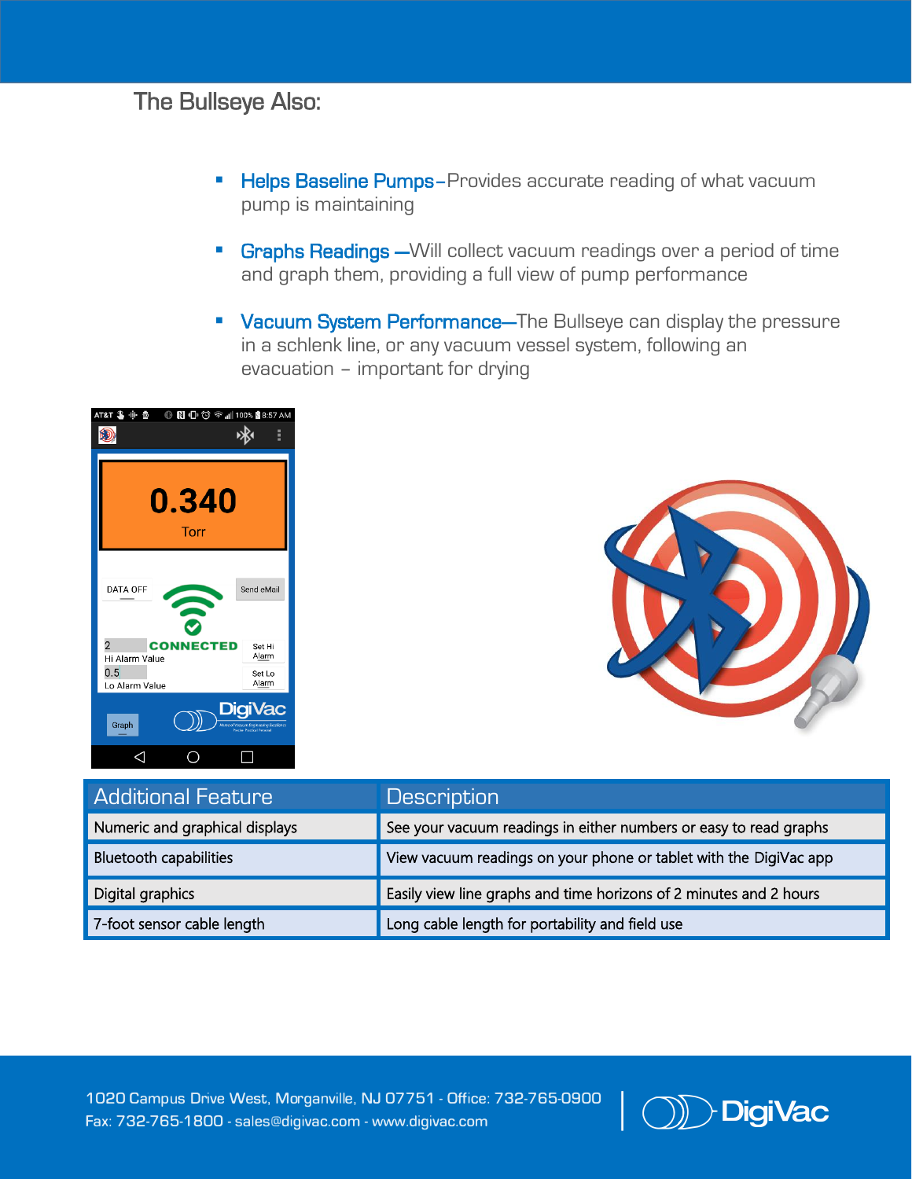## The Bullseye Also:

- **Helps Baseline Pumps**–Provides accurate reading of what vacuum pump is maintaining
- **Graphs Readings** —Will collect vacuum readings over a period of time and graph them, providing a full view of pump performance
- **Vacuum System Performance**—The Bullseye can display the pressure in a schlenk line, or any vacuum vessel system, following an evacuation – important for drying

| Additional Feature | Description |
| --- | --- |
| Numeric and graphical displays | See your vacuum readings in either numbers or easy to read graphs |
| Bluetooth capabilities | View vacuum readings on your phone or tablet with the DigiVac app |
| Digital graphics | Easily view line graphs and time horizons of 2 minutes and 2 hours |
| 7-foot sensor cable length | Long cable length for portability and field use |

1020 Campus Drive West, Morganville, NJ 07751 - Office: 732-765-0900
Fax: 732-765-1800 - sales@digivac.com - www.digivac.com